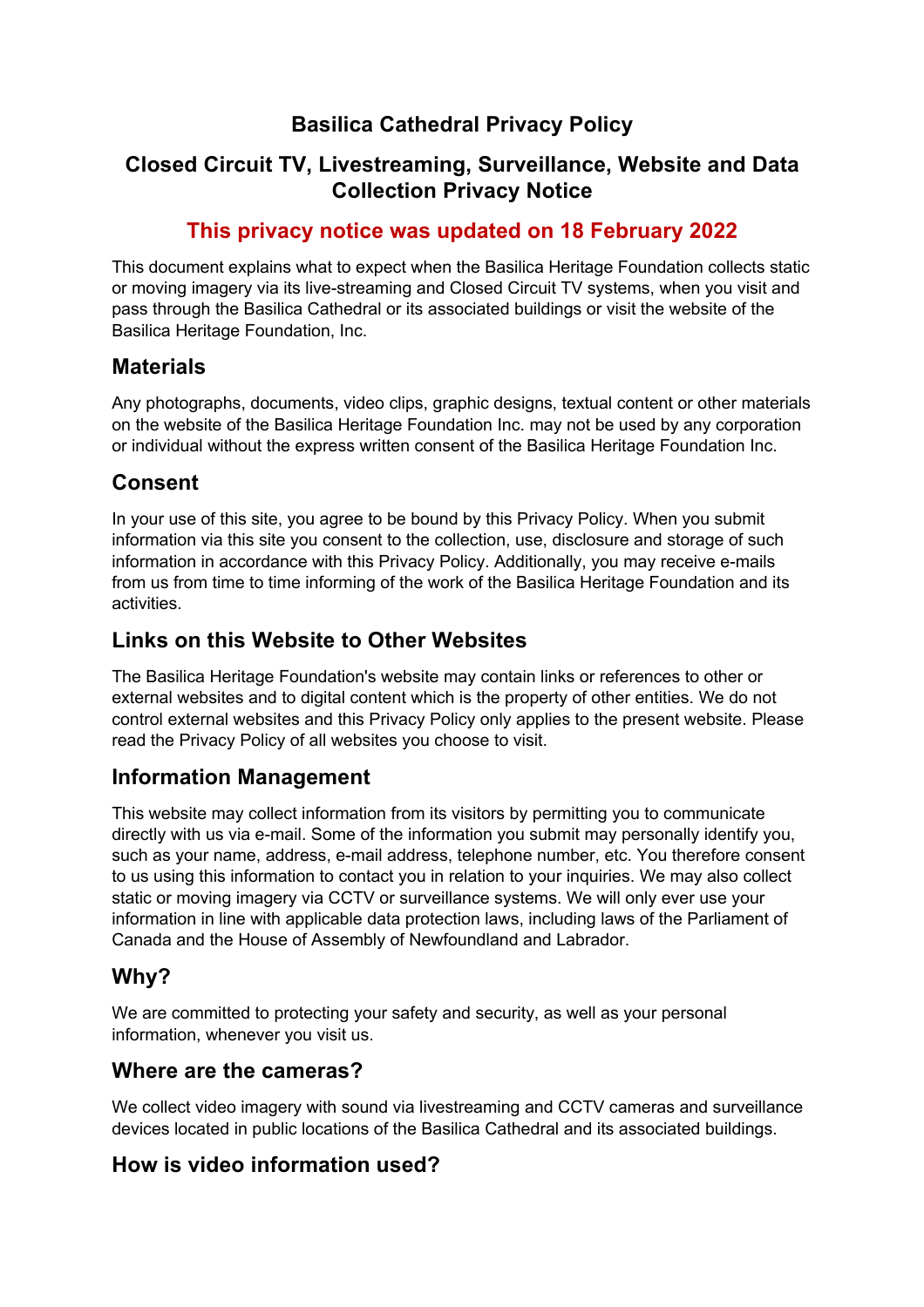# Basilica Cathedral Privacy Policy

## Closed Circuit TV, Livestreaming, Surveillance, Website and Data Collection Privacy Notice

### This privacy notice was updated on 18 February 2022

This document explains what to expect when the Basilica Heritage Foundation collects static or moving imagery via its live-streaming and Closed Circuit TV systems, when you visit and pass through the Basilica Cathedral or its associated buildings or visit the website of the Basilica Heritage Foundation, Inc.

## Materials

Any photographs, documents, video clips, graphic designs, textual content or other materials on the website of the Basilica Heritage Foundation Inc. may not be used by any corporation or individual without the express written consent of the Basilica Heritage Foundation Inc.

## Consent

In your use of this site, you agree to be bound by this Privacy Policy. When you submit information via this site you consent to the collection, use, disclosure and storage of such information in accordance with this Privacy Policy. Additionally, you may receive e-mails from us from time to time informing of the work of the Basilica Heritage Foundation and its activities.

## Links on this Website to Other Websites

The Basilica Heritage Foundation's website may contain links or references to other or external websites and to digital content which is the property of other entities. We do not control external websites and this Privacy Policy only applies to the present website. Please read the Privacy Policy of all websites you choose to visit.

## Information Management

This website may collect information from its visitors by permitting you to communicate directly with us via e-mail. Some of the information you submit may personally identify you, such as your name, address, e-mail address, telephone number, etc. You therefore consent to us using this information to contact you in relation to your inquiries. We may also collect static or moving imagery via CCTV or surveillance systems. We will only ever use your information in line with applicable data protection laws, including laws of the Parliament of Canada and the House of Assembly of Newfoundland and Labrador.

## Why?

We are committed to protecting your safety and security, as well as your personal information, whenever you visit us.

## Where are the cameras?

We collect video imagery with sound via livestreaming and CCTV cameras and surveillance devices located in public locations of the Basilica Cathedral and its associated buildings.

## How is video information used?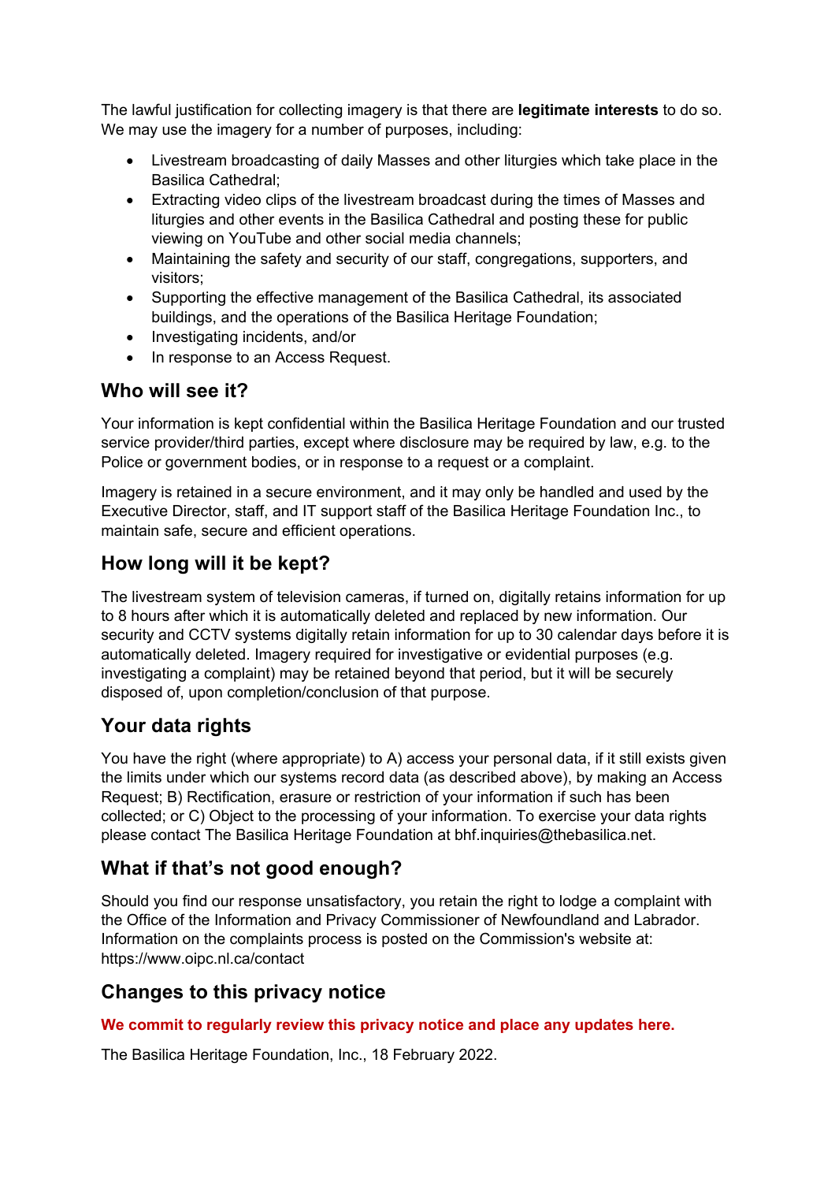The lawful justification for collecting imagery is that there are **legitimate interests** to do so. We may use the imagery for a number of purposes, including:

- Livestream broadcasting of daily Masses and other liturgies which take place in the Basilica Cathedral;
- Extracting video clips of the livestream broadcast during the times of Masses and liturgies and other events in the Basilica Cathedral and posting these for public viewing on YouTube and other social media channels;
- Maintaining the safety and security of our staff, congregations, supporters, and visitors;
- Supporting the effective management of the Basilica Cathedral, its associated buildings, and the operations of the Basilica Heritage Foundation;
- Investigating incidents, and/or
- In response to an Access Request.

## Who will see it?

Your information is kept confidential within the Basilica Heritage Foundation and our trusted service provider/third parties, except where disclosure may be required by law, e.g. to the Police or government bodies, or in response to a request or a complaint.

Imagery is retained in a secure environment, and it may only be handled and used by the Executive Director, staff, and IT support staff of the Basilica Heritage Foundation Inc., to maintain safe, secure and efficient operations.

## How long will it be kept?

The livestream system of television cameras, if turned on, digitally retains information for up to 8 hours after which it is automatically deleted and replaced by new information. Our security and CCTV systems digitally retain information for up to 30 calendar days before it is automatically deleted. Imagery required for investigative or evidential purposes (e.g. investigating a complaint) may be retained beyond that period, but it will be securely disposed of, upon completion/conclusion of that purpose.

## Your data rights

You have the right (where appropriate) to A) access your personal data, if it still exists given the limits under which our systems record data (as described above), by making an Access Request; B) Rectification, erasure or restriction of your information if such has been collected; or C) Object to the processing of your information. To exercise your data rights please contact The Basilica Heritage Foundation at bhf.inquiries@thebasilica.net.

## What if that's not good enough?

Should you find our response unsatisfactory, you retain the right to lodge a complaint with the Office of the Information and Privacy Commissioner of Newfoundland and Labrador. Information on the complaints process is posted on the Commission's website at: https://www.oipc.nl.ca/contact

## Changes to this privacy notice

**We commit to regularly review this privacy notice and place any updates here.**

The Basilica Heritage Foundation, Inc., 18 February 2022.